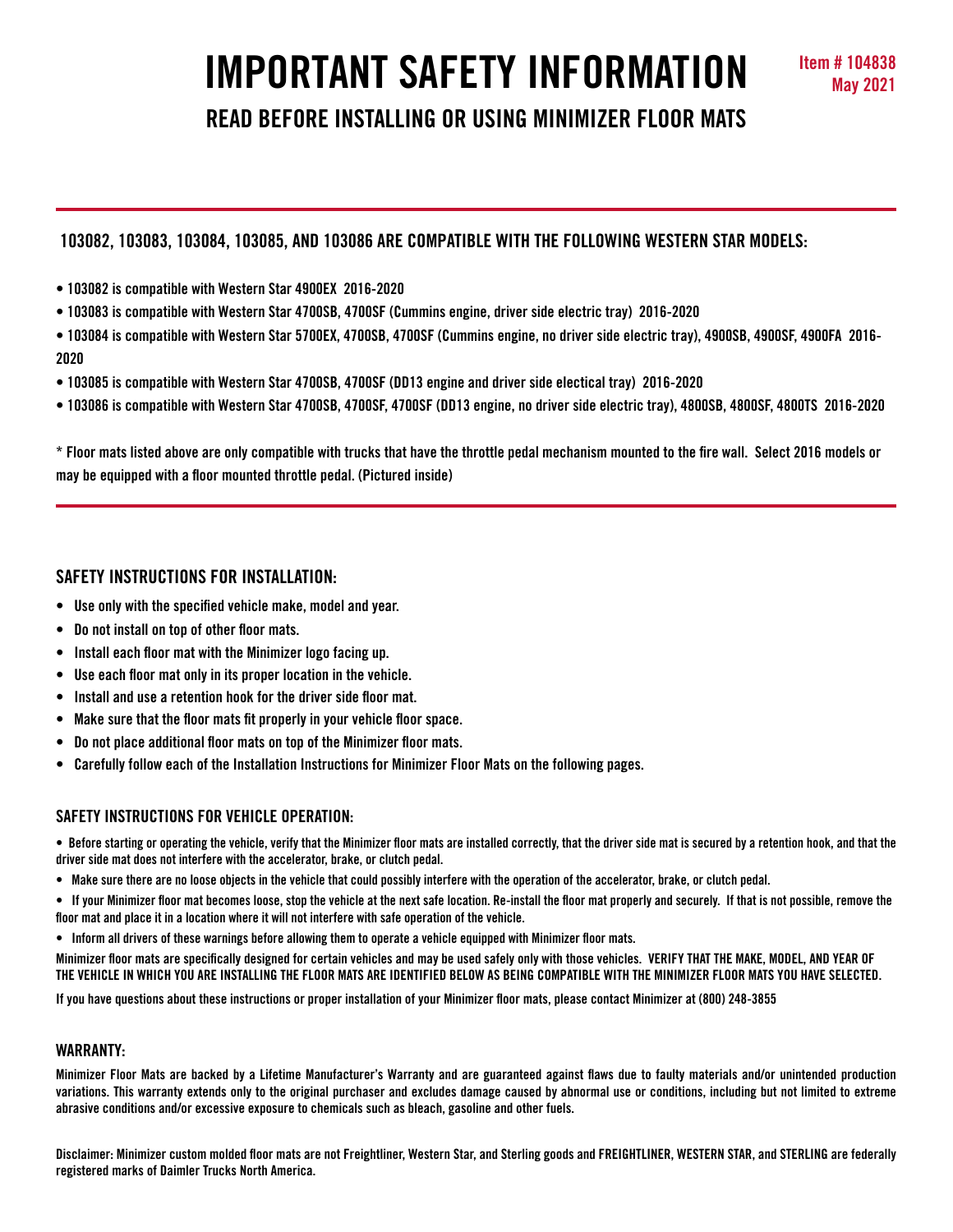# IMPORTANT SAFETY INFORMATION

**Item # 104838**
**May 2021**

## READ BEFORE INSTALLING OR USING MINIMIZER FLOOR MATS

### 103082, 103083, 103084, 103085, AND 103086 ARE COMPATIBLE WITH THE FOLLOWING WESTERN STAR MODELS:

- 103082 is compatible with Western Star 4900EX 2016-2020
- 103083 is compatible with Western Star 4700SB, 4700SF (Cummins engine, driver side electric tray) 2016-2020
- 103084 is compatible with Western Star 5700EX, 4700SB, 4700SF (Cummins engine, no driver side electric tray), 4900SB, 4900SF, 4900FA 2016-2020
- 103085 is compatible with Western Star 4700SB, 4700SF (DD13 engine and driver side electical tray) 2016-2020
- 103086 is compatible with Western Star 4700SB, 4700SF, 4700SF (DD13 engine, no driver side electric tray), 4800SB, 4800SF, 4800TS 2016-2020

* Floor mats listed above are only compatible with trucks that have the throttle pedal mechanism mounted to the fire wall. Select 2016 models or may be equipped with a floor mounted throttle pedal. (Pictured inside)

### SAFETY INSTRUCTIONS FOR INSTALLATION:

- Use only with the specified vehicle make, model and year.
- Do not install on top of other floor mats.
- Install each floor mat with the Minimizer logo facing up.
- Use each floor mat only in its proper location in the vehicle.
- Install and use a retention hook for the driver side floor mat.
- Make sure that the floor mats fit properly in your vehicle floor space.
- Do not place additional floor mats on top of the Minimizer floor mats.
- Carefully follow each of the Installation Instructions for Minimizer Floor Mats on the following pages.

### SAFETY INSTRUCTIONS FOR VEHICLE OPERATION:

- Before starting or operating the vehicle, verify that the Minimizer floor mats are installed correctly, that the driver side mat is secured by a retention hook, and that the driver side mat does not interfere with the accelerator, brake, or clutch pedal.
- Make sure there are no loose objects in the vehicle that could possibly interfere with the operation of the accelerator, brake, or clutch pedal.
- If your Minimizer floor mat becomes loose, stop the vehicle at the next safe location. Re-install the floor mat properly and securely. If that is not possible, remove the floor mat and place it in a location where it will not interfere with safe operation of the vehicle.
- Inform all drivers of these warnings before allowing them to operate a vehicle equipped with Minimizer floor mats.

Minimizer floor mats are specifically designed for certain vehicles and may be used safely only with those vehicles. VERIFY THAT THE MAKE, MODEL, AND YEAR OF THE VEHICLE IN WHICH YOU ARE INSTALLING THE FLOOR MATS ARE IDENTIFIED BELOW AS BEING COMPATIBLE WITH THE MINIMIZER FLOOR MATS YOU HAVE SELECTED.

If you have questions about these instructions or proper installation of your Minimizer floor mats, please contact Minimizer at (800) 248-3855

### WARRANTY:

Minimizer Floor Mats are backed by a Lifetime Manufacturer's Warranty and are guaranteed against flaws due to faulty materials and/or unintended production variations. This warranty extends only to the original purchaser and excludes damage caused by abnormal use or conditions, including but not limited to extreme abrasive conditions and/or excessive exposure to chemicals such as bleach, gasoline and other fuels.

Disclaimer: Minimizer custom molded floor mats are not Freightliner, Western Star, and Sterling goods and FREIGHTLINER, WESTERN STAR, and STERLING are federally registered marks of Daimler Trucks North America.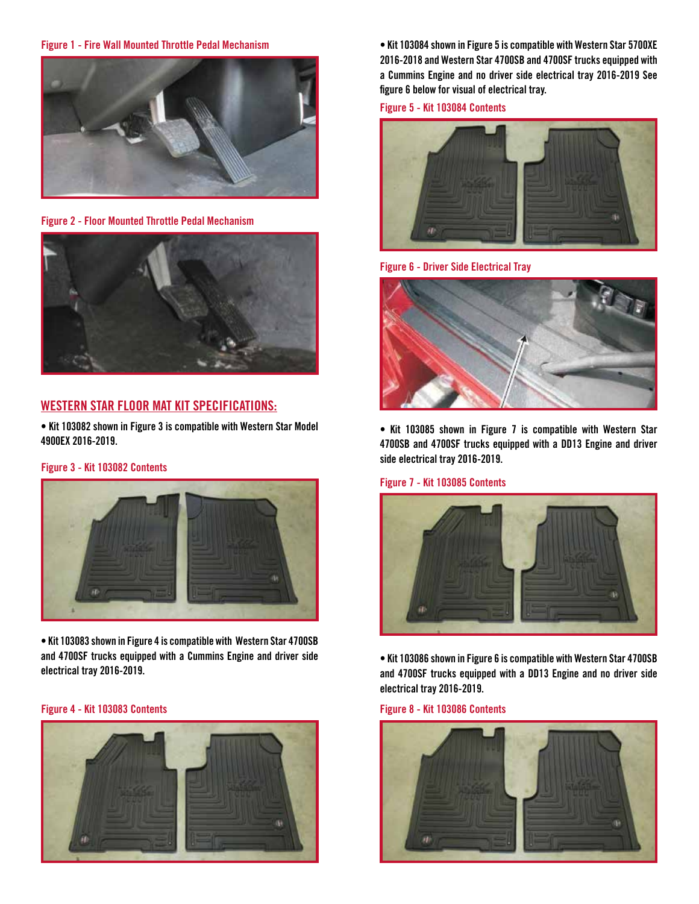Figure 1 - Fire Wall Mounted Throttle Pedal Mechanism

Figure 2 - Floor Mounted Throttle Pedal Mechanism

## WESTERN STAR FLOOR MAT KIT SPECIFICATIONS:

- Kit 103082 shown in Figure 3 is compatible with Western Star Model 4900EX 2016-2019.

Figure 3 - Kit 103082 Contents

- Kit 103083 shown in Figure 4 is compatible with Western Star 4700SB and 4700SF trucks equipped with a Cummins Engine and driver side electrical tray 2016-2019.

Figure 4 - Kit 103083 Contents

- Kit 103084 shown in Figure 5 is compatible with Western Star 5700XE 2016-2018 and Western Star 4700SB and 4700SF trucks equipped with a Cummins Engine and no driver side electrical tray 2016-2019 See figure 6 below for visual of electrical tray.

Figure 5 - Kit 103084 Contents

Figure 6 - Driver Side Electrical Tray

- Kit 103085 shown in Figure 7 is compatible with Western Star 4700SB and 4700SF trucks equipped with a DD13 Engine and driver side electrical tray 2016-2019.

Figure 7 - Kit 103085 Contents

- Kit 103086 shown in Figure 6 is compatible with Western Star 4700SB and 4700SF trucks equipped with a DD13 Engine and no driver side electrical tray 2016-2019.

Figure 8 - Kit 103086 Contents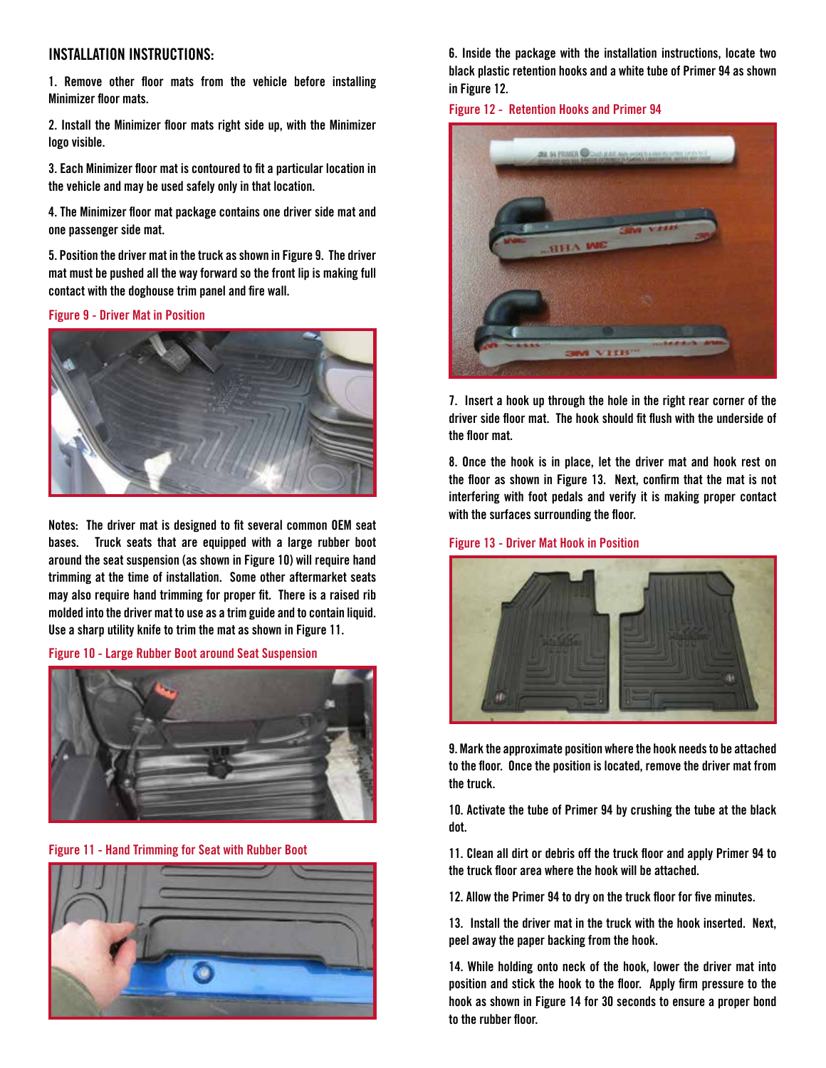## INSTALLATION INSTRUCTIONS:

1. Remove other floor mats from the vehicle before installing Minimizer floor mats.

2. Install the Minimizer floor mats right side up, with the Minimizer logo visible.

3. Each Minimizer floor mat is contoured to fit a particular location in the vehicle and may be used safely only in that location.

4. The Minimizer floor mat package contains one driver side mat and one passenger side mat.

5. Position the driver mat in the truck as shown in Figure 9. The driver mat must be pushed all the way forward so the front lip is making full contact with the doghouse trim panel and fire wall.

Figure 9 - Driver Mat in Position

Notes: The driver mat is designed to fit several common OEM seat bases. Truck seats that are equipped with a large rubber boot around the seat suspension (as shown in Figure 10) will require hand trimming at the time of installation. Some other aftermarket seats may also require hand trimming for proper fit. There is a raised rib molded into the driver mat to use as a trim guide and to contain liquid. Use a sharp utility knife to trim the mat as shown in Figure 11.

Figure 10 - Large Rubber Boot around Seat Suspension

Figure 11 - Hand Trimming for Seat with Rubber Boot

6. Inside the package with the installation instructions, locate two black plastic retention hooks and a white tube of Primer 94 as shown in Figure 12.

Figure 12 - Retention Hooks and Primer 94

7. Insert a hook up through the hole in the right rear corner of the driver side floor mat. The hook should fit flush with the underside of the floor mat.

8. Once the hook is in place, let the driver mat and hook rest on the floor as shown in Figure 13. Next, confirm that the mat is not interfering with foot pedals and verify it is making proper contact with the surfaces surrounding the floor.

Figure 13 - Driver Mat Hook in Position

9. Mark the approximate position where the hook needs to be attached to the floor. Once the position is located, remove the driver mat from the truck.

10. Activate the tube of Primer 94 by crushing the tube at the black dot.

11. Clean all dirt or debris off the truck floor and apply Primer 94 to the truck floor area where the hook will be attached.

12. Allow the Primer 94 to dry on the truck floor for five minutes.

13. Install the driver mat in the truck with the hook inserted. Next, peel away the paper backing from the hook.

14. While holding onto neck of the hook, lower the driver mat into position and stick the hook to the floor. Apply firm pressure to the hook as shown in Figure 14 for 30 seconds to ensure a proper bond to the rubber floor.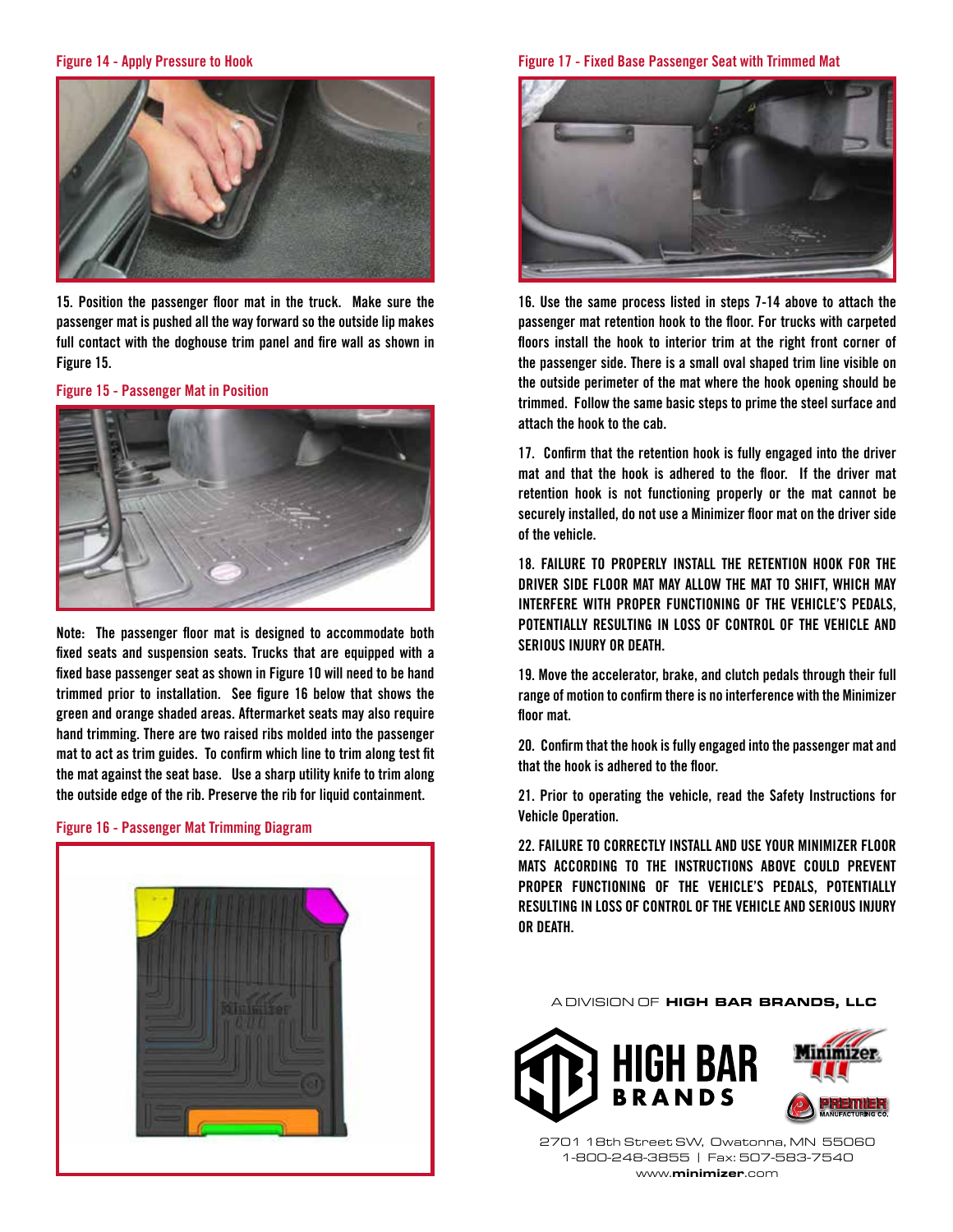Figure 14 - Apply Pressure to Hook

15. Position the passenger floor mat in the truck. Make sure the passenger mat is pushed all the way forward so the outside lip makes full contact with the doghouse trim panel and fire wall as shown in Figure 15.

Figure 15 - Passenger Mat in Position

Note: The passenger floor mat is designed to accommodate both fixed seats and suspension seats. Trucks that are equipped with a fixed base passenger seat as shown in Figure 10 will need to be hand trimmed prior to installation. See figure 16 below that shows the green and orange shaded areas. Aftermarket seats may also require hand trimming. There are two raised ribs molded into the passenger mat to act as trim guides. To confirm which line to trim along test fit the mat against the seat base. Use a sharp utility knife to trim along the outside edge of the rib. Preserve the rib for liquid containment.

Figure 16 - Passenger Mat Trimming Diagram

Figure 17 - Fixed Base Passenger Seat with Trimmed Mat

16. Use the same process listed in steps 7-14 above to attach the passenger mat retention hook to the floor. For trucks with carpeted floors install the hook to interior trim at the right front corner of the passenger side. There is a small oval shaped trim line visible on the outside perimeter of the mat where the hook opening should be trimmed. Follow the same basic steps to prime the steel surface and attach the hook to the cab.

17. Confirm that the retention hook is fully engaged into the driver mat and that the hook is adhered to the floor. If the driver mat retention hook is not functioning properly or the mat cannot be securely installed, do not use a Minimizer floor mat on the driver side of the vehicle.

18. FAILURE TO PROPERLY INSTALL THE RETENTION HOOK FOR THE DRIVER SIDE FLOOR MAT MAY ALLOW THE MAT TO SHIFT, WHICH MAY INTERFERE WITH PROPER FUNCTIONING OF THE VEHICLE'S PEDALS, POTENTIALLY RESULTING IN LOSS OF CONTROL OF THE VEHICLE AND SERIOUS INJURY OR DEATH.

19. Move the accelerator, brake, and clutch pedals through their full range of motion to confirm there is no interference with the Minimizer floor mat.

20. Confirm that the hook is fully engaged into the passenger mat and that the hook is adhered to the floor.

21. Prior to operating the vehicle, read the Safety Instructions for Vehicle Operation.

22. FAILURE TO CORRECTLY INSTALL AND USE YOUR MINIMIZER FLOOR MATS ACCORDING TO THE INSTRUCTIONS ABOVE COULD PREVENT PROPER FUNCTIONING OF THE VEHICLE'S PEDALS, POTENTIALLY RESULTING IN LOSS OF CONTROL OF THE VEHICLE AND SERIOUS INJURY OR DEATH.

A DIVISION OF **HIGH BAR BRANDS, LLC**

2701 18th Street SW, Owatonna, MN 55060
1-800-248-3855 | Fax: 507-583-7540
www.**minimizer**.com